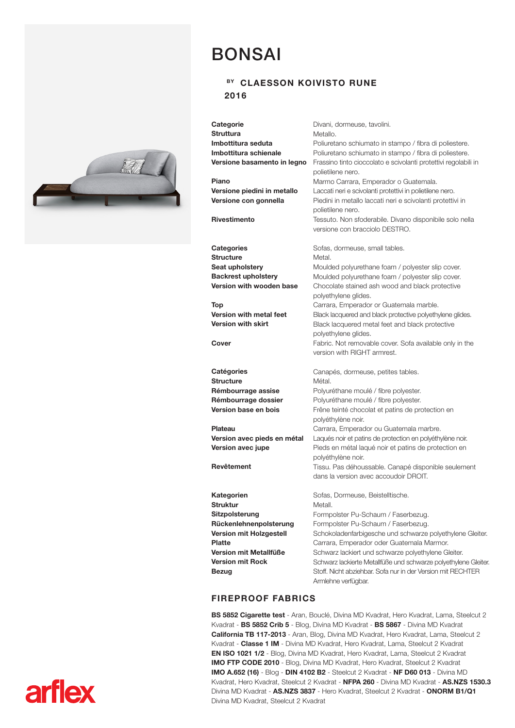# BONSAI

BY **CLAESSON KOIVISTO RUNE**

**2016**

| | |
|---|---|
| **Categorie** | Divani, dormeuse, tavolini. |
| **Struttura** | Metallo. |
| **Imbottitura seduta** | Poliuretano schiumato in stampo / fibra di poliestere. |
| **Imbottitura schienale** | Poliuretano schiumato in stampo / fibra di poliestere. |
| **Versione basamento in legno** | Frassino tinto cioccolato e scivolanti protettivi regolabili in polietilene nero. |
| **Piano** | Marmo Carrara, Emperador o Guatemala. |
| **Versione piedini in metallo** | Laccati neri e scivolanti protettivi in polietilene nero. |
| **Versione con gonnella** | Piedini in metallo laccati neri e scivolanti protettivi in polietilene nero. |
| **Rivestimento** | Tessuto. Non sfoderabile. Divano disponibile solo nella versione con bracciolo DESTRO. |

| | |
|---|---|
| **Categories** | Sofas, dormeuse, small tables. |
| **Structure** | Metal. |
| **Seat upholstery** | Moulded polyurethane foam / polyester slip cover. |
| **Backrest upholstery** | Moulded polyurethane foam / polyester slip cover. |
| **Version with wooden base** | Chocolate stained ash wood and black protective polyethylene glides. |
| **Top** | Carrara, Emperador or Guatemala marble. |
| **Version with metal feet** | Black lacquered and black protective polyethylene glides. |
| **Version with skirt** | Black lacquered metal feet and black protective polyethylene glides. |
| **Cover** | Fabric. Not removable cover. Sofa available only in the version with RIGHT armrest. |

| | |
|---|---|
| **Catégories** | Canapés, dormeuse, petites tables. |
| **Structure** | Métal. |
| **Rémbourrage assise** | Polyuréthane moulé / fibre polyester. |
| **Rémbourrage dossier** | Polyuréthane moulé / fibre polyester. |
| **Version base en bois** | Frêne teinté chocolat et patins de protection en polyéthylène noir. |
| **Plateau** | Carrara, Emperador ou Guatemala marbre. |
| **Version avec pieds en métal** | Laqués noir et patins de protection en polyéthylène noir. |
| **Version avec jupe** | Pieds en métal laqué noir et patins de protection en polyéthylène noir. |
| **Revêtement** | Tissu. Pas déhoussable. Canapé disponible seulement dans la version avec accoudoir DROIT. |

| | |
|---|---|
| **Kategorien** | Sofas, Dormeuse, Beistelltische. |
| **Struktur** | Metall. |
| **Sitzpolsterung** | Formpolster Pu-Schaum / Faserbezug. |
| **Rückenlehnenpolsterung** | Formpolster Pu-Schaum / Faserbezug. |
| **Version mit Holzgestell** | Schokoladenfarbigesche und schwarze polyethylene Gleiter. |
| **Platte** | Carrara, Emperador oder Guatemala Marmor. |
| **Version mit Metallfüße** | Schwarz lackiert und schwarze polyethylene Gleiter. |
| **Version mit Rock** | Schwarz lackierte Metallfüße und schwarze polyethylene Gleiter. |
| **Bezug** | Stoff. Nicht abziehbar. Sofa nur in der Version mit RECHTER Armlehne verfügbar. |

## FIREPROOF FABRICS

**BS 5852 Cigarette test** - Aran, Bouclé, Divina MD Kvadrat, Hero Kvadrat, Lama, Steelcut 2 Kvadrat - **BS 5852 Crib 5** - Blog, Divina MD Kvadrat - **BS 5867** - Divina MD Kvadrat **California TB 117-2013** - Aran, Blog, Divina MD Kvadrat, Hero Kvadrat, Lama, Steelcut 2 Kvadrat - **Classe 1 IM** - Divina MD Kvadrat, Hero Kvadrat, Lama, Steelcut 2 Kvadrat **EN ISO 1021 1/2** - Blog, Divina MD Kvadrat, Hero Kvadrat, Lama, Steelcut 2 Kvadrat **IMO FTP CODE 2010** - Blog, Divina MD Kvadrat, Hero Kvadrat, Steelcut 2 Kvadrat **IMO A.652 (16)** - Blog - **DIN 4102 B2** - Steelcut 2 Kvadrat - **NF D60 013** - Divina MD Kvadrat, Hero Kvadrat, Steelcut 2 Kvadrat - **NFPA 260** - Divina MD Kvadrat - **AS.NZS 1530.3** Divina MD Kvadrat - **AS.NZS 3837** - Hero Kvadrat, Steelcut 2 Kvadrat - **ONORM B1/Q1** Divina MD Kvadrat, Steelcut 2 Kvadrat

arflex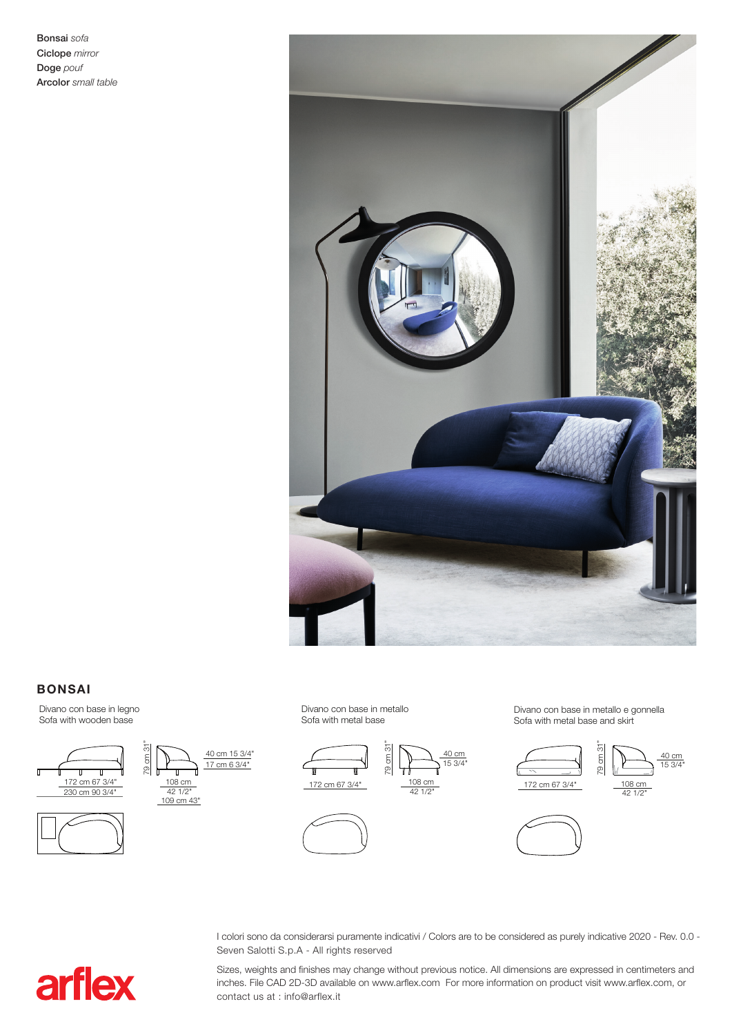**Bonsai** *sofa*
**Ciclope** *mirror*
**Doge** *pouf*
**Arcolor** *small table*

## BONSAI

Divano con base in legno
Sofa with wooden base

172 cm 67 3/4"
230 cm 90 3/4"
79 cm 31"
108 cm
42 1/2"
109 cm 43"
40 cm 15 3/4"
17 cm 6 3/4"

Divano con base in metallo
Sofa with metal base

172 cm 67 3/4"
79 cm 31"
108 cm
42 1/2"
40 cm
15 3/4"

Divano con base in metallo e gonnella
Sofa with metal base and skirt

172 cm 67 3/4"
79 cm 31"
108 cm
42 1/2"
40 cm
15 3/4"

I colori sono da considerarsi puramente indicativi / Colors are to be considered as purely indicative 2020 - Rev. 0.0 - Seven Salotti S.p.A - All rights reserved

Sizes, weights and finishes may change without previous notice. All dimensions are expressed in centimeters and inches. File CAD 2D-3D available on www.arflex.com For more information on product visit www.arflex.com, or contact us at : info@arflex.it

arflex